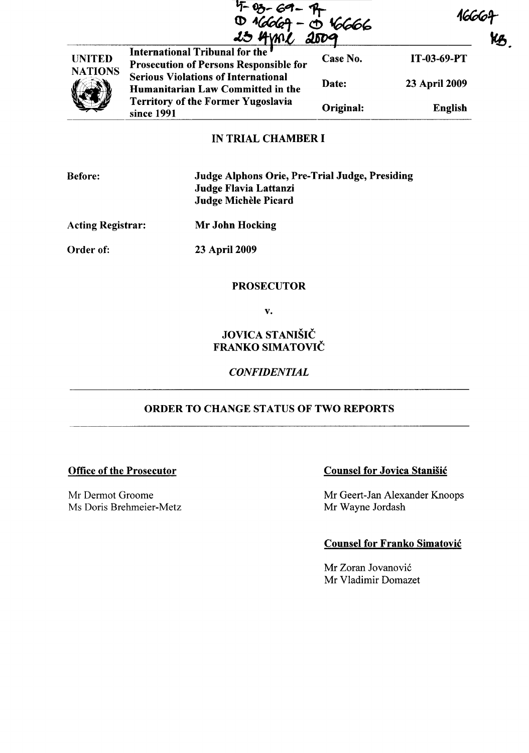IT-03-69-PT
D 16669 - D 16666
23 April 2009

16669
HB.

| UNITED NATIONS | International Tribunal for the Prosecution of Persons Responsible for Serious Violations of International Humanitarian Law Committed in the Territory of the Former Yugoslavia since 1991 | Case No. | IT-03-69-PT |
|---|---|---|---|
| | | Date: | 23 April 2009 |
| | | Original: | English |

## IN TRIAL CHAMBER I

**Before:** **Judge Alphons Orie, Pre-Trial Judge, Presiding**
**Judge Flavia Lattanzi**
**Judge Michèle Picard**

**Acting Registrar:** **Mr John Hocking**

**Order of:** **23 April 2009**

**PROSECUTOR**

**v.**

**JOVICA STANIŠIČ**
**FRANKO SIMATOVIČ**

***CONFIDENTIAL***

## ORDER TO CHANGE STATUS OF TWO REPORTS

**Office of the Prosecutor**

Mr Dermot Groome
Ms Doris Brehmeier-Metz

**Counsel for Jovica Stanišić**

Mr Geert-Jan Alexander Knoops
Mr Wayne Jordash

**Counsel for Franko Simatović**

Mr Zoran Jovanović
Mr Vladimir Domazet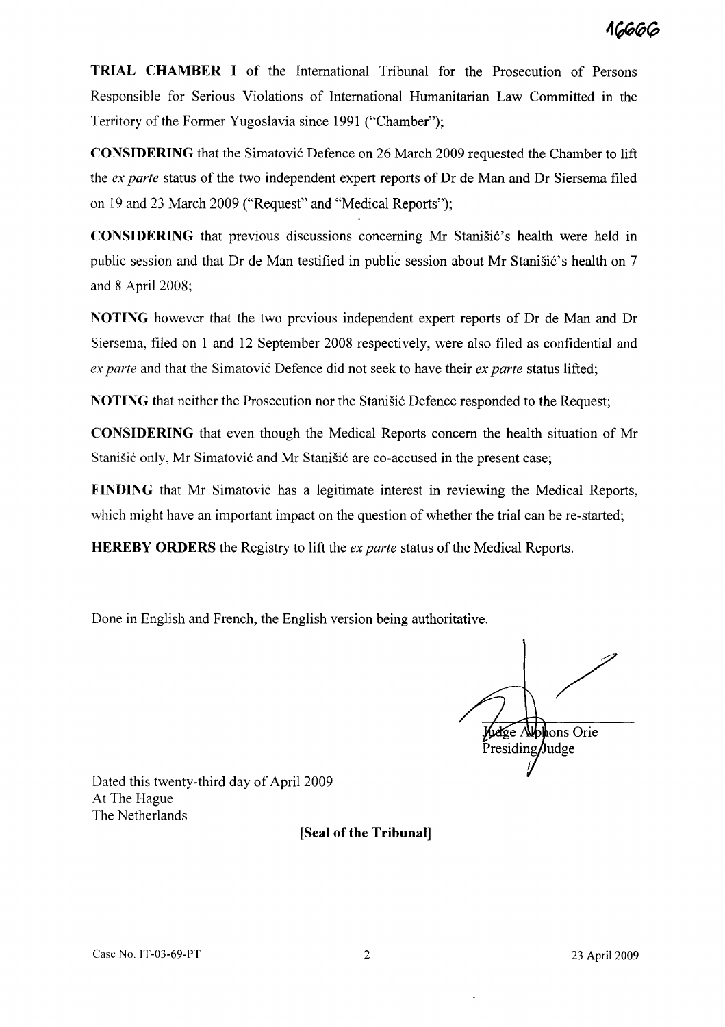**TRIAL CHAMBER I** of the International Tribunal for the Prosecution of Persons Responsible for Serious Violations of International Humanitarian Law Committed in the Territory of the Former Yugoslavia since 1991 ("Chamber");

**CONSIDERING** that the Simatović Defence on 26 March 2009 requested the Chamber to lift the *ex parte* status of the two independent expert reports of Dr de Man and Dr Siersema filed on 19 and 23 March 2009 ("Request" and "Medical Reports");

**CONSIDERING** that previous discussions concerning Mr Stanišić's health were held in public session and that Dr de Man testified in public session about Mr Stanišić's health on 7 and 8 April 2008;

**NOTING** however that the two previous independent expert reports of Dr de Man and Dr Siersema, filed on 1 and 12 September 2008 respectively, were also filed as confidential and *ex parte* and that the Simatović Defence did not seek to have their *ex parte* status lifted;

**NOTING** that neither the Prosecution nor the Stanišić Defence responded to the Request;

**CONSIDERING** that even though the Medical Reports concern the health situation of Mr Stanišić only, Mr Simatović and Mr Stanišić are co-accused in the present case;

**FINDING** that Mr Simatović has a legitimate interest in reviewing the Medical Reports, which might have an important impact on the question of whether the trial can be re-started;

**HEREBY ORDERS** the Registry to lift the *ex parte* status of the Medical Reports.

Done in English and French, the English version being authoritative.

Judge Alphons Orie
Presiding Judge

Dated this twenty-third day of April 2009
At The Hague
The Netherlands

**[Seal of the Tribunal]**